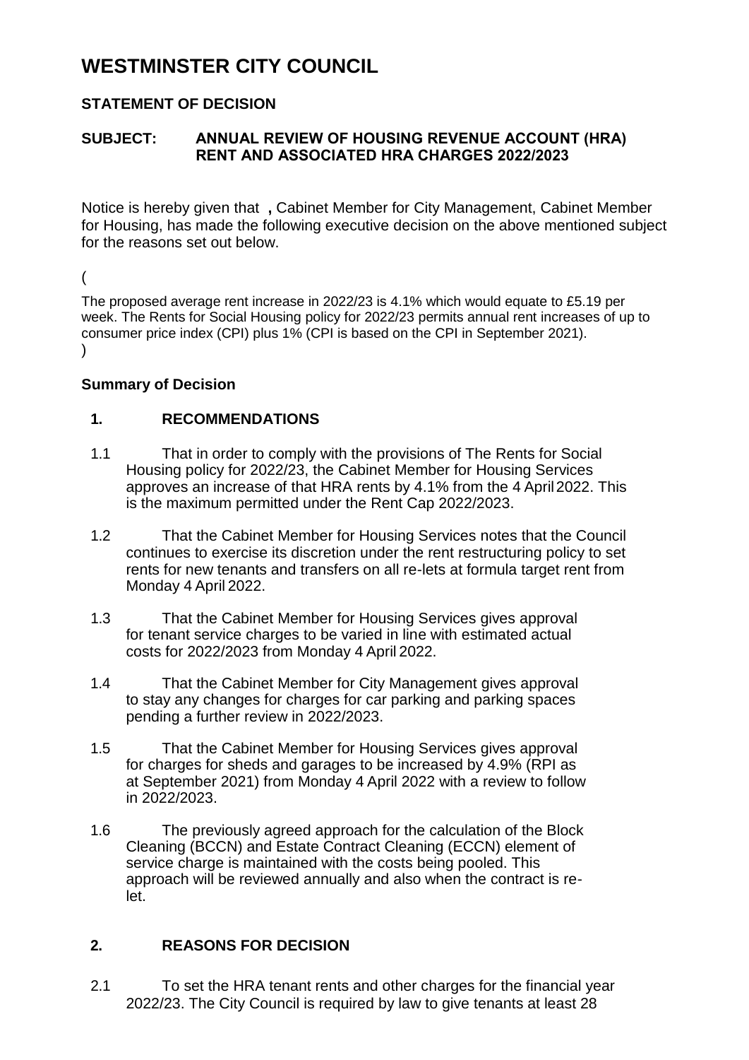# WESTMINSTER CITY COUNCIL

## STATEMENT OF DECISION

**SUBJECT: ANNUAL REVIEW OF HOUSING REVENUE ACCOUNT (HRA) RENT AND ASSOCIATED HRA CHARGES 2022/2023**

Notice is hereby given that **,** Cabinet Member for City Management, Cabinet Member for Housing, has made the following executive decision on the above mentioned subject for the reasons set out below.

(

The proposed average rent increase in 2022/23 is 4.1% which would equate to £5.19 per week. The Rents for Social Housing policy for 2022/23 permits annual rent increases of up to consumer price index (CPI) plus 1% (CPI is based on the CPI in September 2021).

)

### Summary of Decision

#### 1. RECOMMENDATIONS

1.1 That in order to comply with the provisions of The Rents for Social Housing policy for 2022/23, the Cabinet Member for Housing Services approves an increase of that HRA rents by 4.1% from the 4 April 2022. This is the maximum permitted under the Rent Cap 2022/2023.

1.2 That the Cabinet Member for Housing Services notes that the Council continues to exercise its discretion under the rent restructuring policy to set rents for new tenants and transfers on all re-lets at formula target rent from Monday 4 April 2022.

1.3 That the Cabinet Member for Housing Services gives approval for tenant service charges to be varied in line with estimated actual costs for 2022/2023 from Monday 4 April 2022.

1.4 That the Cabinet Member for City Management gives approval to stay any changes for charges for car parking and parking spaces pending a further review in 2022/2023.

1.5 That the Cabinet Member for Housing Services gives approval for charges for sheds and garages to be increased by 4.9% (RPI as at September 2021) from Monday 4 April 2022 with a review to follow in 2022/2023.

1.6 The previously agreed approach for the calculation of the Block Cleaning (BCCN) and Estate Contract Cleaning (ECCN) element of service charge is maintained with the costs being pooled. This approach will be reviewed annually and also when the contract is re-let.

#### 2. REASONS FOR DECISION

2.1 To set the HRA tenant rents and other charges for the financial year 2022/23. The City Council is required by law to give tenants at least 28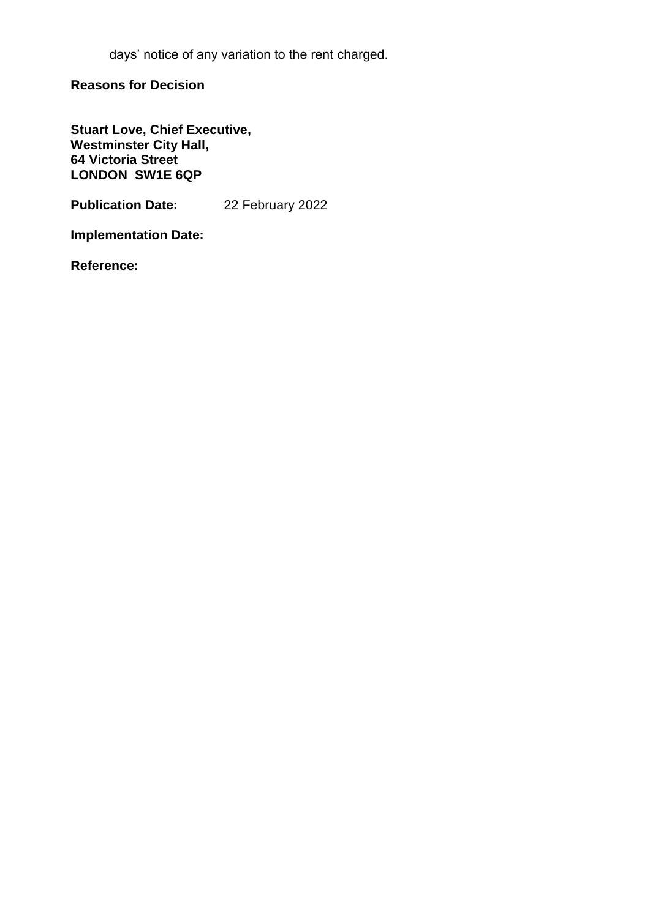days' notice of any variation to the rent charged.

**Reasons for Decision**

**Stuart Love, Chief Executive,**
**Westminster City Hall,**
**64 Victoria Street**
**LONDON SW1E 6QP**

**Publication Date:** 22 February 2022

**Implementation Date:**

**Reference:**